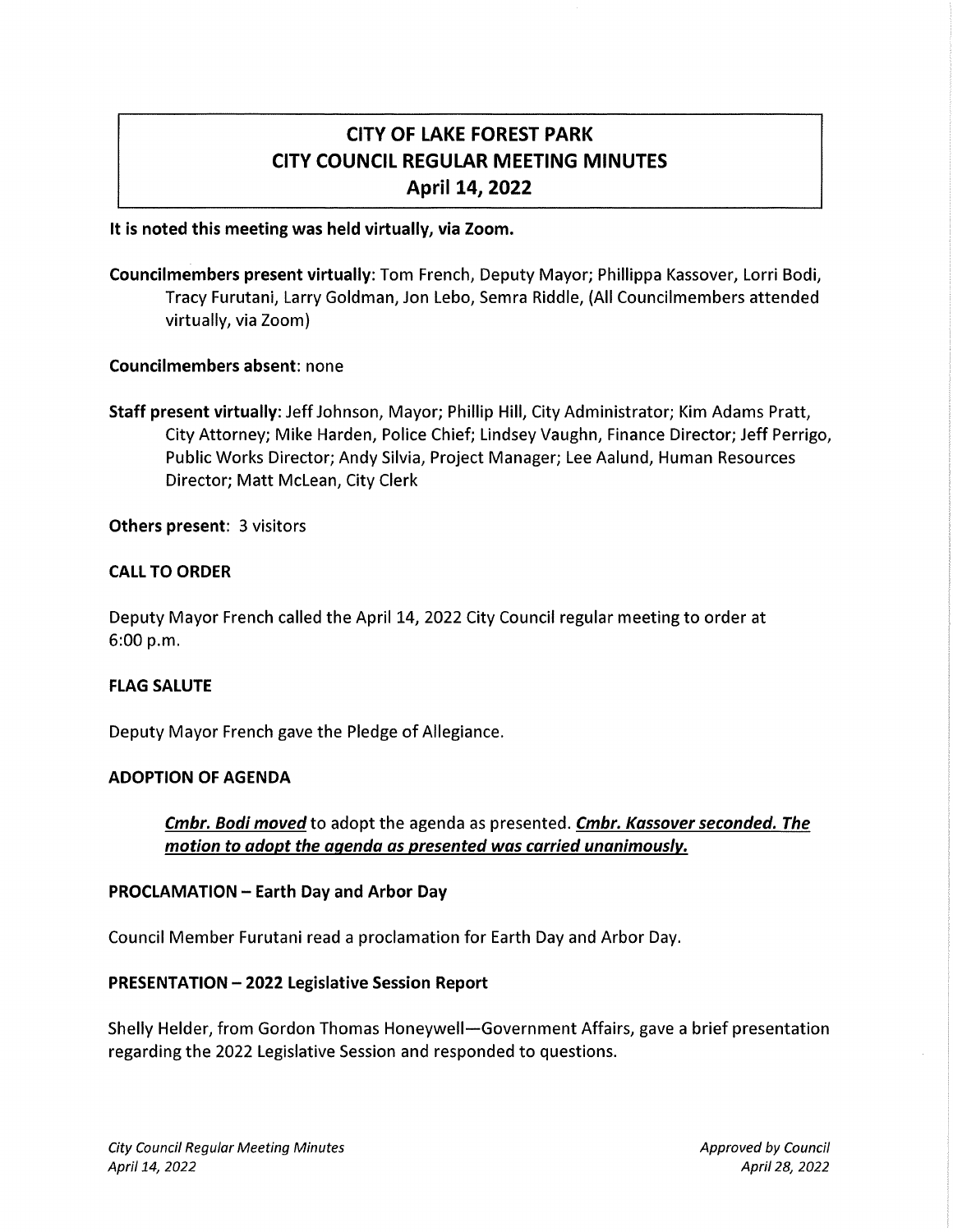# CITY OF LAKE FOREST PARK
# CITY COUNCIL REGULAR MEETING MINUTES
# April 14, 2022

**It is noted this meeting was held virtually, via Zoom.**

**Councilmembers present virtually**: Tom French, Deputy Mayor; Phillippa Kassover, Lorri Bodi, Tracy Furutani, Larry Goldman, Jon Lebo, Semra Riddle, (All Councilmembers attended virtually, via Zoom)

**Councilmembers absent**: none

**Staff present virtually**: Jeff Johnson, Mayor; Phillip Hill, City Administrator; Kim Adams Pratt, City Attorney; Mike Harden, Police Chief; Lindsey Vaughn, Finance Director; Jeff Perrigo, Public Works Director; Andy Silvia, Project Manager; Lee Aalund, Human Resources Director; Matt McLean, City Clerk

**Others present**: 3 visitors

**CALL TO ORDER**

Deputy Mayor French called the April 14, 2022 City Council regular meeting to order at 6:00 p.m.

**FLAG SALUTE**

Deputy Mayor French gave the Pledge of Allegiance.

**ADOPTION OF AGENDA**

> ***Cmbr. Bodi moved*** to adopt the agenda as presented. ***Cmbr. Kassover seconded. The motion to adopt the agenda as presented was carried unanimously.***

**PROCLAMATION – Earth Day and Arbor Day**

Council Member Furutani read a proclamation for Earth Day and Arbor Day.

**PRESENTATION – 2022 Legislative Session Report**

Shelly Helder, from Gordon Thomas Honeywell—Government Affairs, gave a brief presentation regarding the 2022 Legislative Session and responded to questions.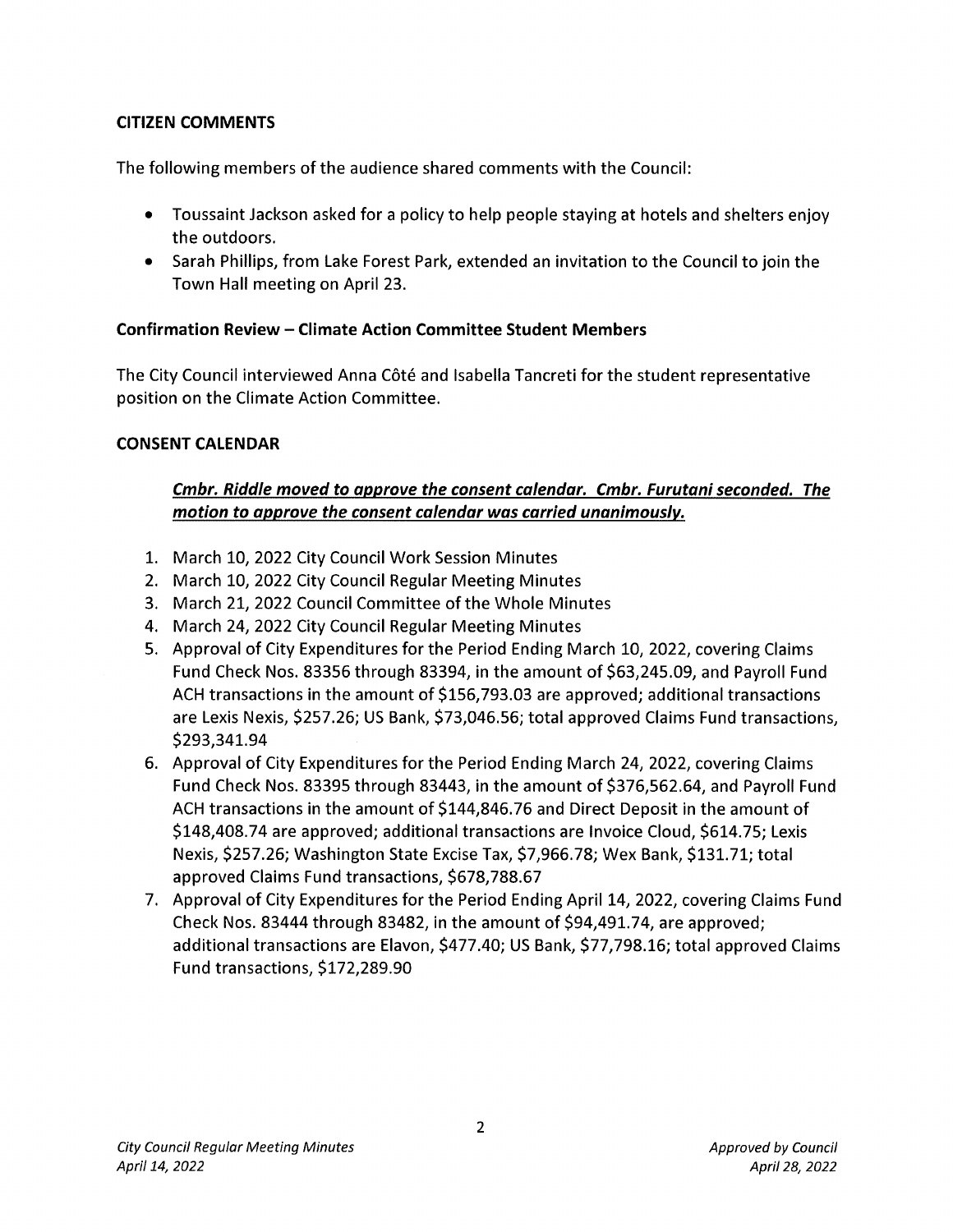**CITIZEN COMMENTS**

The following members of the audience shared comments with the Council:

- Toussaint Jackson asked for a policy to help people staying at hotels and shelters enjoy the outdoors.
- Sarah Phillips, from Lake Forest Park, extended an invitation to the Council to join the Town Hall meeting on April 23.

**Confirmation Review – Climate Action Committee Student Members**

The City Council interviewed Anna Côté and Isabella Tancreti for the student representative position on the Climate Action Committee.

**CONSENT CALENDAR**

***Cmbr. Riddle moved to approve the consent calendar. Cmbr. Furutani seconded. The motion to approve the consent calendar was carried unanimously.***

1. March 10, 2022 City Council Work Session Minutes
2. March 10, 2022 City Council Regular Meeting Minutes
3. March 21, 2022 Council Committee of the Whole Minutes
4. March 24, 2022 City Council Regular Meeting Minutes
5. Approval of City Expenditures for the Period Ending March 10, 2022, covering Claims Fund Check Nos. 83356 through 83394, in the amount of $63,245.09, and Payroll Fund ACH transactions in the amount of $156,793.03 are approved; additional transactions are Lexis Nexis, $257.26; US Bank, $73,046.56; total approved Claims Fund transactions, $293,341.94
6. Approval of City Expenditures for the Period Ending March 24, 2022, covering Claims Fund Check Nos. 83395 through 83443, in the amount of $376,562.64, and Payroll Fund ACH transactions in the amount of $144,846.76 and Direct Deposit in the amount of $148,408.74 are approved; additional transactions are Invoice Cloud, $614.75; Lexis Nexis, $257.26; Washington State Excise Tax, $7,966.78; Wex Bank, $131.71; total approved Claims Fund transactions, $678,788.67
7. Approval of City Expenditures for the Period Ending April 14, 2022, covering Claims Fund Check Nos. 83444 through 83482, in the amount of $94,491.74, are approved; additional transactions are Elavon, $477.40; US Bank, $77,798.16; total approved Claims Fund transactions, $172,289.90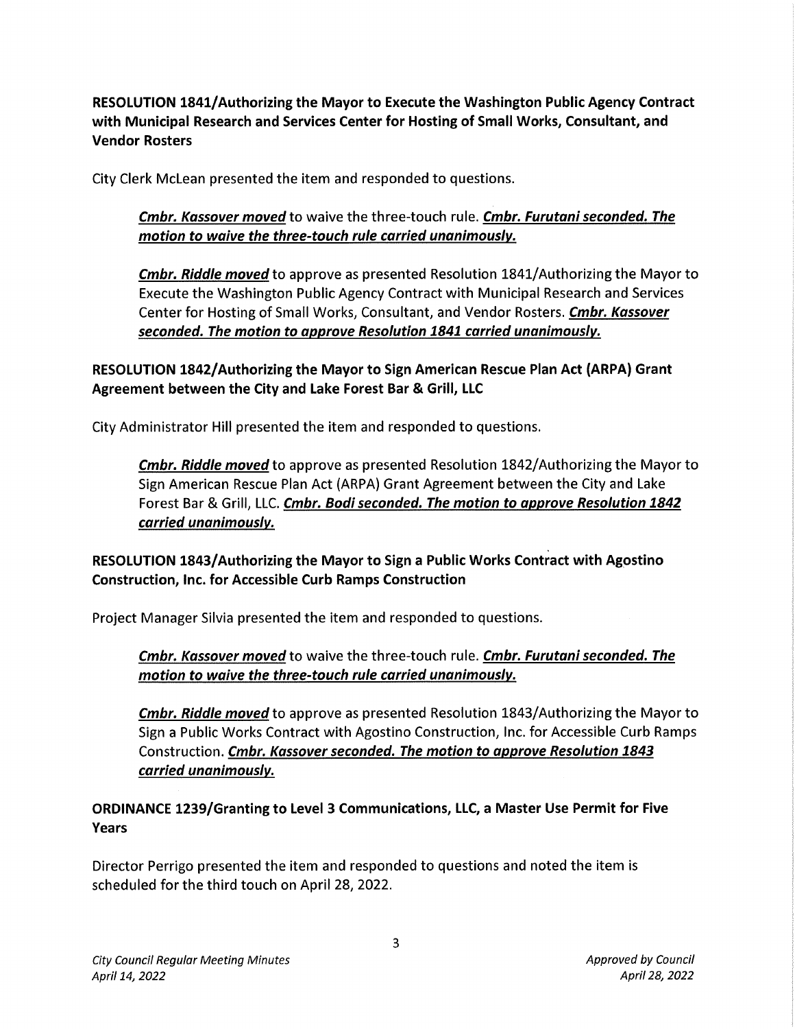**RESOLUTION 1841/Authorizing the Mayor to Execute the Washington Public Agency Contract with Municipal Research and Services Center for Hosting of Small Works, Consultant, and Vendor Rosters**

City Clerk McLean presented the item and responded to questions.

> ***Cmbr. Kassover moved*** to waive the three-touch rule. ***Cmbr. Furutani seconded. The motion to waive the three-touch rule carried unanimously.***
>
> ***Cmbr. Riddle moved*** to approve as presented Resolution 1841/Authorizing the Mayor to Execute the Washington Public Agency Contract with Municipal Research and Services Center for Hosting of Small Works, Consultant, and Vendor Rosters. ***Cmbr. Kassover seconded. The motion to approve Resolution 1841 carried unanimously.***

**RESOLUTION 1842/Authorizing the Mayor to Sign American Rescue Plan Act (ARPA) Grant Agreement between the City and Lake Forest Bar & Grill, LLC**

City Administrator Hill presented the item and responded to questions.

> ***Cmbr. Riddle moved*** to approve as presented Resolution 1842/Authorizing the Mayor to Sign American Rescue Plan Act (ARPA) Grant Agreement between the City and Lake Forest Bar & Grill, LLC. ***Cmbr. Bodi seconded. The motion to approve Resolution 1842 carried unanimously.***

**RESOLUTION 1843/Authorizing the Mayor to Sign a Public Works Contract with Agostino Construction, Inc. for Accessible Curb Ramps Construction**

Project Manager Silvia presented the item and responded to questions.

> ***Cmbr. Kassover moved*** to waive the three-touch rule. ***Cmbr. Furutani seconded. The motion to waive the three-touch rule carried unanimously.***
>
> ***Cmbr. Riddle moved*** to approve as presented Resolution 1843/Authorizing the Mayor to Sign a Public Works Contract with Agostino Construction, Inc. for Accessible Curb Ramps Construction. ***Cmbr. Kassover seconded. The motion to approve Resolution 1843 carried unanimously.***

**ORDINANCE 1239/Granting to Level 3 Communications, LLC, a Master Use Permit for Five Years**

Director Perrigo presented the item and responded to questions and noted the item is scheduled for the third touch on April 28, 2022.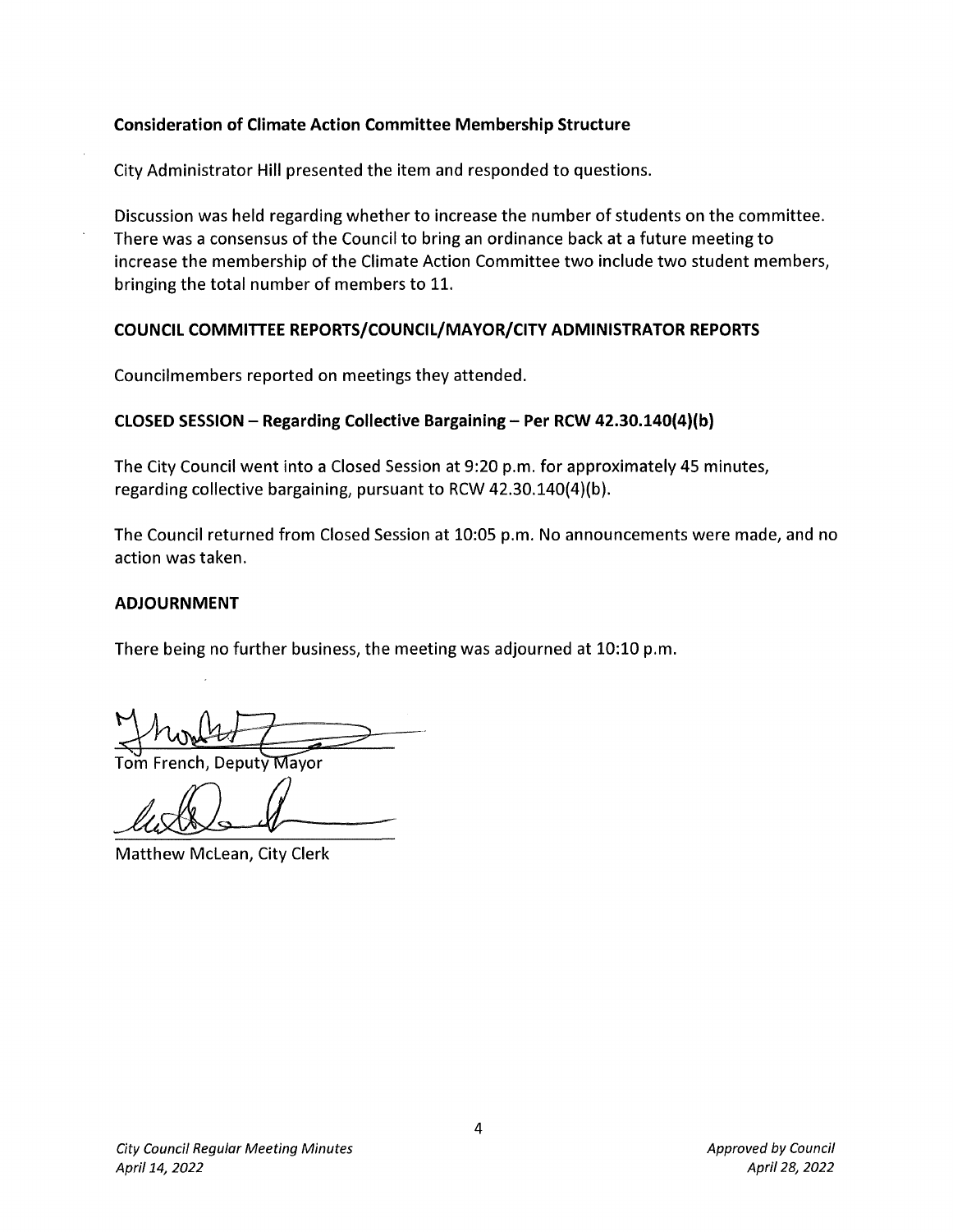**Consideration of Climate Action Committee Membership Structure**

City Administrator Hill presented the item and responded to questions.

Discussion was held regarding whether to increase the number of students on the committee. There was a consensus of the Council to bring an ordinance back at a future meeting to increase the membership of the Climate Action Committee two include two student members, bringing the total number of members to 11.

**COUNCIL COMMITTEE REPORTS/COUNCIL/MAYOR/CITY ADMINISTRATOR REPORTS**

Councilmembers reported on meetings they attended.

**CLOSED SESSION – Regarding Collective Bargaining – Per RCW 42.30.140(4)(b)**

The City Council went into a Closed Session at 9:20 p.m. for approximately 45 minutes, regarding collective bargaining, pursuant to RCW 42.30.140(4)(b).

The Council returned from Closed Session at 10:05 p.m. No announcements were made, and no action was taken.

**ADJOURNMENT**

There being no further business, the meeting was adjourned at 10:10 p.m.

Tom French, Deputy Mayor

Matthew McLean, City Clerk

*City Council Regular Meeting Minutes*
*April 14, 2022*

*Approved by Council*
*April 28, 2022*